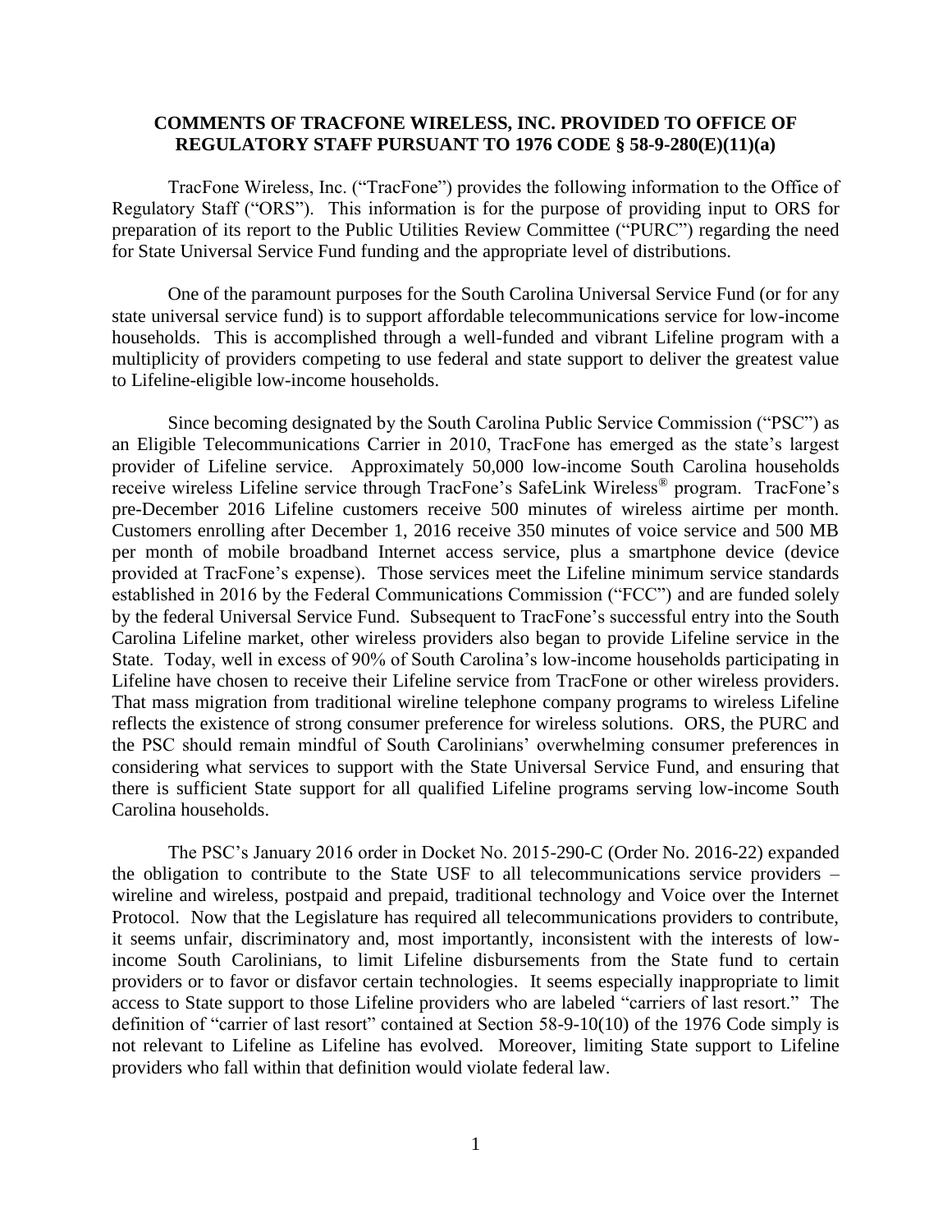**COMMENTS OF TRACFONE WIRELESS, INC. PROVIDED TO OFFICE OF REGULATORY STAFF PURSUANT TO 1976 CODE § 58-9-280(E)(11)(a)**

TracFone Wireless, Inc. ("TracFone") provides the following information to the Office of Regulatory Staff ("ORS"). This information is for the purpose of providing input to ORS for preparation of its report to the Public Utilities Review Committee ("PURC") regarding the need for State Universal Service Fund funding and the appropriate level of distributions.

One of the paramount purposes for the South Carolina Universal Service Fund (or for any state universal service fund) is to support affordable telecommunications service for low-income households. This is accomplished through a well-funded and vibrant Lifeline program with a multiplicity of providers competing to use federal and state support to deliver the greatest value to Lifeline-eligible low-income households.

Since becoming designated by the South Carolina Public Service Commission ("PSC") as an Eligible Telecommunications Carrier in 2010, TracFone has emerged as the state's largest provider of Lifeline service. Approximately 50,000 low-income South Carolina households receive wireless Lifeline service through TracFone's SafeLink Wireless® program. TracFone's pre-December 2016 Lifeline customers receive 500 minutes of wireless airtime per month. Customers enrolling after December 1, 2016 receive 350 minutes of voice service and 500 MB per month of mobile broadband Internet access service, plus a smartphone device (device provided at TracFone's expense). Those services meet the Lifeline minimum service standards established in 2016 by the Federal Communications Commission ("FCC") and are funded solely by the federal Universal Service Fund. Subsequent to TracFone's successful entry into the South Carolina Lifeline market, other wireless providers also began to provide Lifeline service in the State. Today, well in excess of 90% of South Carolina's low-income households participating in Lifeline have chosen to receive their Lifeline service from TracFone or other wireless providers. That mass migration from traditional wireline telephone company programs to wireless Lifeline reflects the existence of strong consumer preference for wireless solutions. ORS, the PURC and the PSC should remain mindful of South Carolinians' overwhelming consumer preferences in considering what services to support with the State Universal Service Fund, and ensuring that there is sufficient State support for all qualified Lifeline programs serving low-income South Carolina households.

The PSC's January 2016 order in Docket No. 2015-290-C (Order No. 2016-22) expanded the obligation to contribute to the State USF to all telecommunications service providers – wireline and wireless, postpaid and prepaid, traditional technology and Voice over the Internet Protocol. Now that the Legislature has required all telecommunications providers to contribute, it seems unfair, discriminatory and, most importantly, inconsistent with the interests of low-income South Carolinians, to limit Lifeline disbursements from the State fund to certain providers or to favor or disfavor certain technologies. It seems especially inappropriate to limit access to State support to those Lifeline providers who are labeled "carriers of last resort." The definition of "carrier of last resort" contained at Section 58-9-10(10) of the 1976 Code simply is not relevant to Lifeline as Lifeline has evolved. Moreover, limiting State support to Lifeline providers who fall within that definition would violate federal law.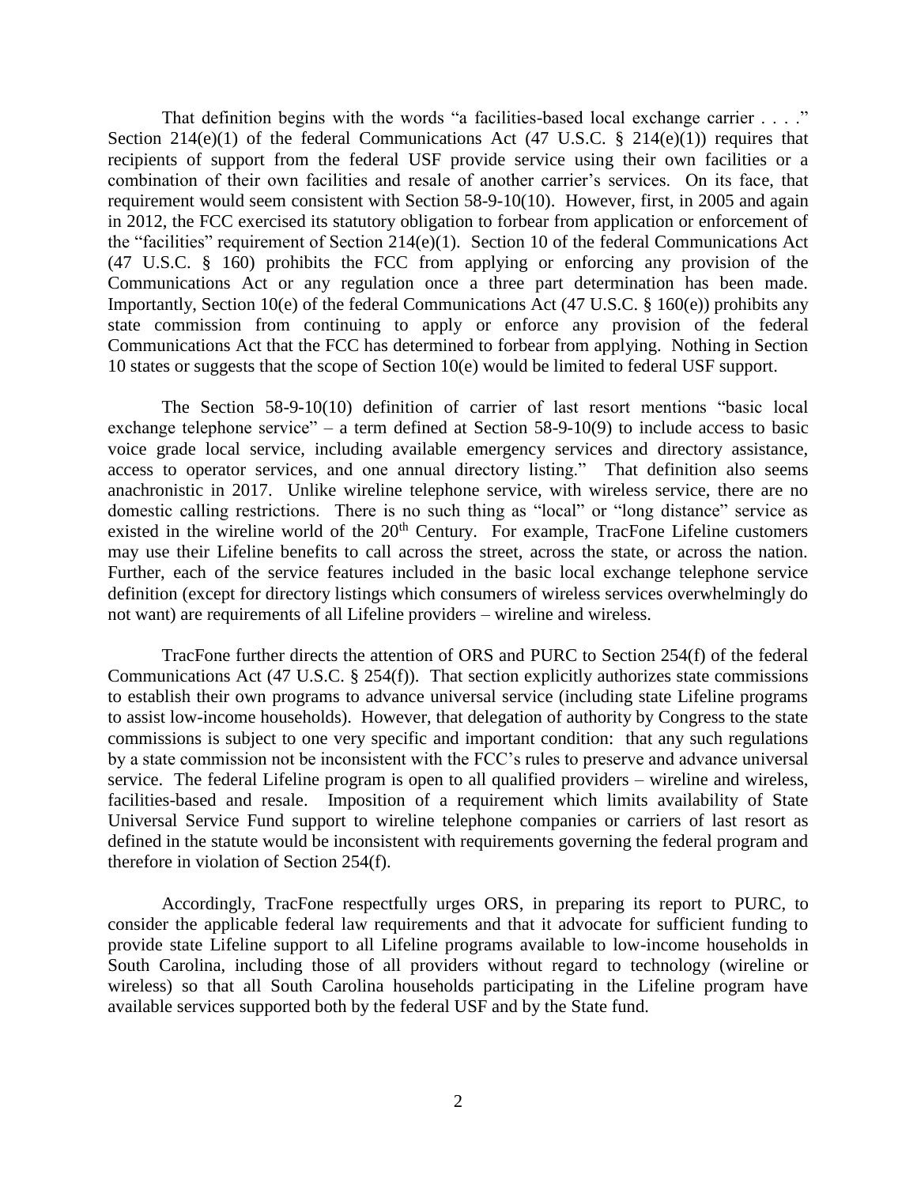That definition begins with the words "a facilities-based local exchange carrier . . . ." Section 214(e)(1) of the federal Communications Act (47 U.S.C. § 214(e)(1)) requires that recipients of support from the federal USF provide service using their own facilities or a combination of their own facilities and resale of another carrier's services. On its face, that requirement would seem consistent with Section 58-9-10(10). However, first, in 2005 and again in 2012, the FCC exercised its statutory obligation to forbear from application or enforcement of the "facilities" requirement of Section 214(e)(1). Section 10 of the federal Communications Act (47 U.S.C. § 160) prohibits the FCC from applying or enforcing any provision of the Communications Act or any regulation once a three part determination has been made. Importantly, Section 10(e) of the federal Communications Act (47 U.S.C. § 160(e)) prohibits any state commission from continuing to apply or enforce any provision of the federal Communications Act that the FCC has determined to forbear from applying. Nothing in Section 10 states or suggests that the scope of Section 10(e) would be limited to federal USF support.

The Section 58-9-10(10) definition of carrier of last resort mentions "basic local exchange telephone service" – a term defined at Section 58-9-10(9) to include access to basic voice grade local service, including available emergency services and directory assistance, access to operator services, and one annual directory listing." That definition also seems anachronistic in 2017. Unlike wireline telephone service, with wireless service, there are no domestic calling restrictions. There is no such thing as "local" or "long distance" service as existed in the wireline world of the 20th Century. For example, TracFone Lifeline customers may use their Lifeline benefits to call across the street, across the state, or across the nation. Further, each of the service features included in the basic local exchange telephone service definition (except for directory listings which consumers of wireless services overwhelmingly do not want) are requirements of all Lifeline providers – wireline and wireless.

TracFone further directs the attention of ORS and PURC to Section 254(f) of the federal Communications Act (47 U.S.C. § 254(f)). That section explicitly authorizes state commissions to establish their own programs to advance universal service (including state Lifeline programs to assist low-income households). However, that delegation of authority by Congress to the state commissions is subject to one very specific and important condition: that any such regulations by a state commission not be inconsistent with the FCC's rules to preserve and advance universal service. The federal Lifeline program is open to all qualified providers – wireline and wireless, facilities-based and resale. Imposition of a requirement which limits availability of State Universal Service Fund support to wireline telephone companies or carriers of last resort as defined in the statute would be inconsistent with requirements governing the federal program and therefore in violation of Section 254(f).

Accordingly, TracFone respectfully urges ORS, in preparing its report to PURC, to consider the applicable federal law requirements and that it advocate for sufficient funding to provide state Lifeline support to all Lifeline programs available to low-income households in South Carolina, including those of all providers without regard to technology (wireline or wireless) so that all South Carolina households participating in the Lifeline program have available services supported both by the federal USF and by the State fund.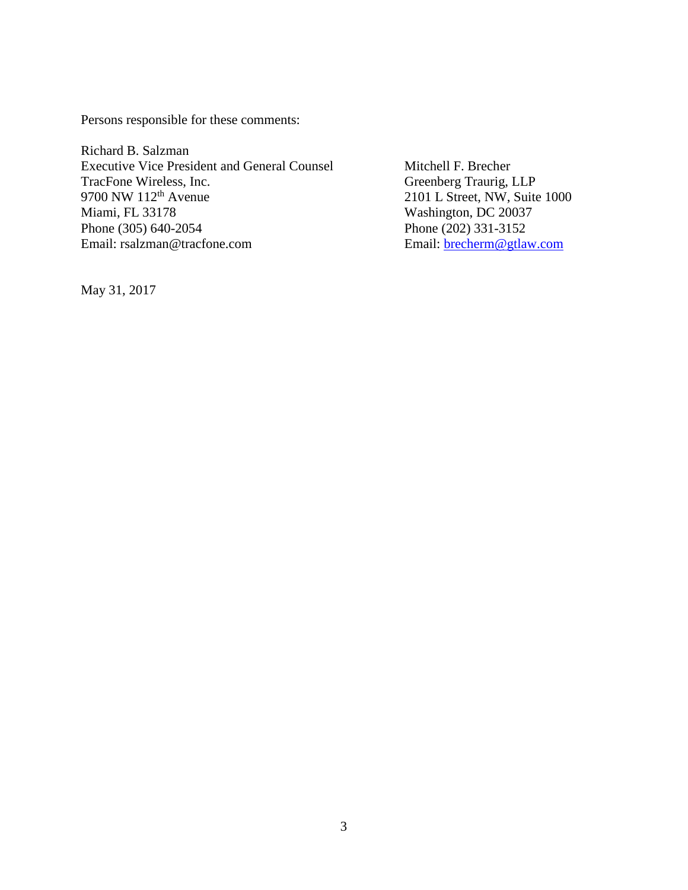Persons responsible for these comments:

Richard B. Salzman
Executive Vice President and General Counsel
TracFone Wireless, Inc.
9700 NW 112th Avenue
Miami, FL 33178
Phone (305) 640-2054
Email: rsalzman@tracfone.com

Mitchell F. Brecher
Greenberg Traurig, LLP
2101 L Street, NW, Suite 1000
Washington, DC 20037
Phone (202) 331-3152
Email: brecherm@gtlaw.com

May 31, 2017